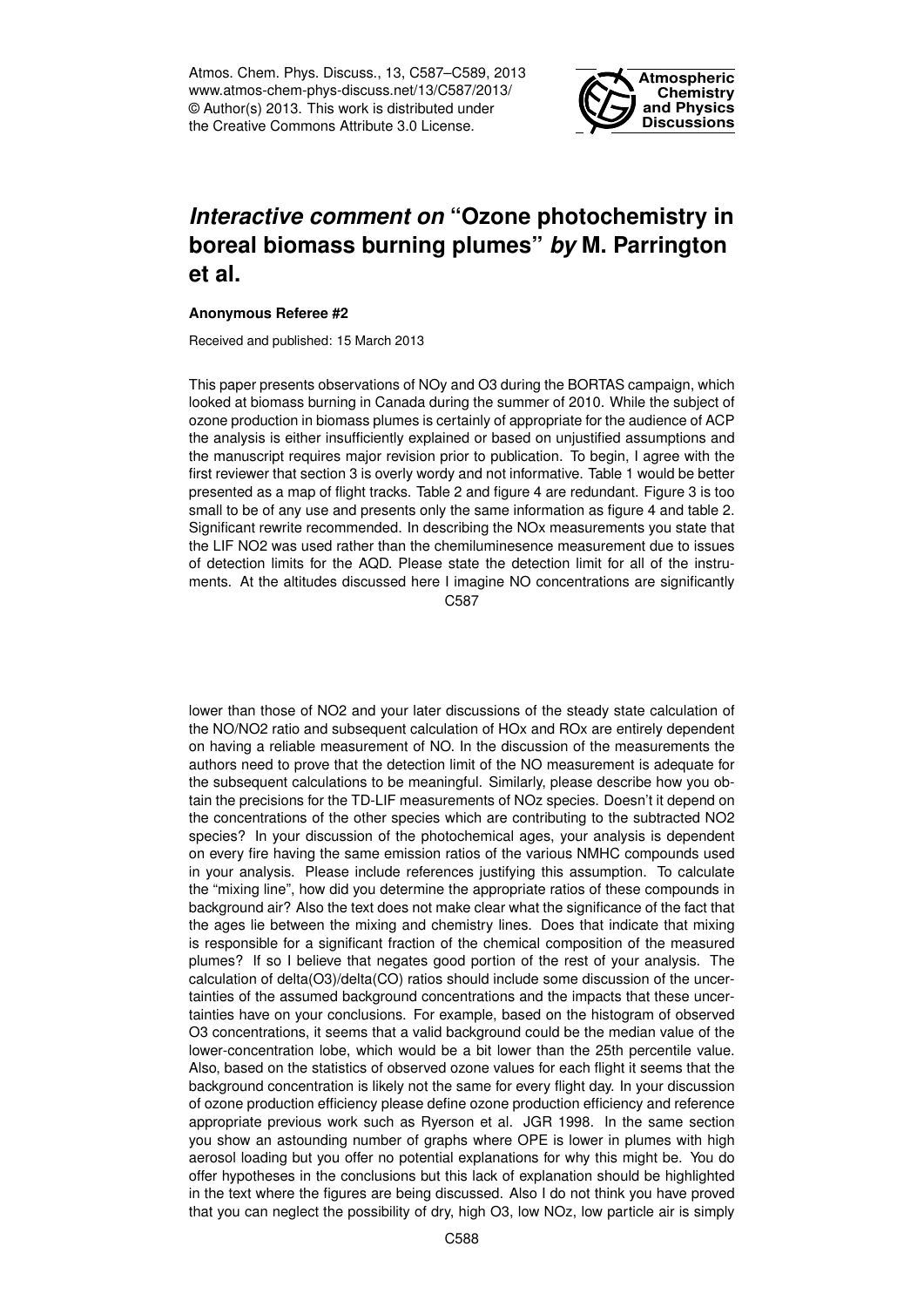# *Interactive comment on* "Ozone photochemistry in boreal biomass burning plumes" *by* M. Parrington et al.

**Anonymous Referee #2**

Received and published: 15 March 2013

This paper presents observations of NOy and O3 during the BORTAS campaign, which looked at biomass burning in Canada during the summer of 2010. While the subject of ozone production in biomass plumes is certainly of appropriate for the audience of ACP the analysis is either insufficiently explained or based on unjustified assumptions and the manuscript requires major revision prior to publication. To begin, I agree with the first reviewer that section 3 is overly wordy and not informative. Table 1 would be better presented as a map of flight tracks. Table 2 and figure 4 are redundant. Figure 3 is too small to be of any use and presents only the same information as figure 4 and table 2. Significant rewrite recommended. In describing the NOx measurements you state that the LIF NO2 was used rather than the chemiluminesence measurement due to issues of detection limits for the AQD. Please state the detection limit for all of the instruments. At the altitudes discussed here I imagine NO concentrations are significantly lower than those of NO2 and your later discussions of the steady state calculation of the NO/NO2 ratio and subsequent calculation of HOx and ROx are entirely dependent on having a reliable measurement of NO. In the discussion of the measurements the authors need to prove that the detection limit of the NO measurement is adequate for the subsequent calculations to be meaningful. Similarly, please describe how you obtain the precisions for the TD-LIF measurements of NOz species. Doesn't it depend on the concentrations of the other species which are contributing to the subtracted NO2 species? In your discussion of the photochemical ages, your analysis is dependent on every fire having the same emission ratios of the various NMHC compounds used in your analysis. Please include references justifying this assumption. To calculate the "mixing line", how did you determine the appropriate ratios of these compounds in background air? Also the text does not make clear what the significance of the fact that the ages lie between the mixing and chemistry lines. Does that indicate that mixing is responsible for a significant fraction of the chemical composition of the measured plumes? If so I believe that negates good portion of the rest of your analysis. The calculation of delta(O3)/delta(CO) ratios should include some discussion of the uncertainties of the assumed background concentrations and the impacts that these uncertainties have on your conclusions. For example, based on the histogram of observed O3 concentrations, it seems that a valid background could be the median value of the lower-concentration lobe, which would be a bit lower than the 25th percentile value. Also, based on the statistics of observed ozone values for each flight it seems that the background concentration is likely not the same for every flight day. In your discussion of ozone production efficiency please define ozone production efficiency and reference appropriate previous work such as Ryerson et al. JGR 1998. In the same section you show an astounding number of graphs where OPE is lower in plumes with high aerosol loading but you offer no potential explanations for why this might be. You do offer hypotheses in the conclusions but this lack of explanation should be highlighted in the text where the figures are being discussed. Also I do not think you have proved that you can neglect the possibility of dry, high O3, low NOz, low particle air is simply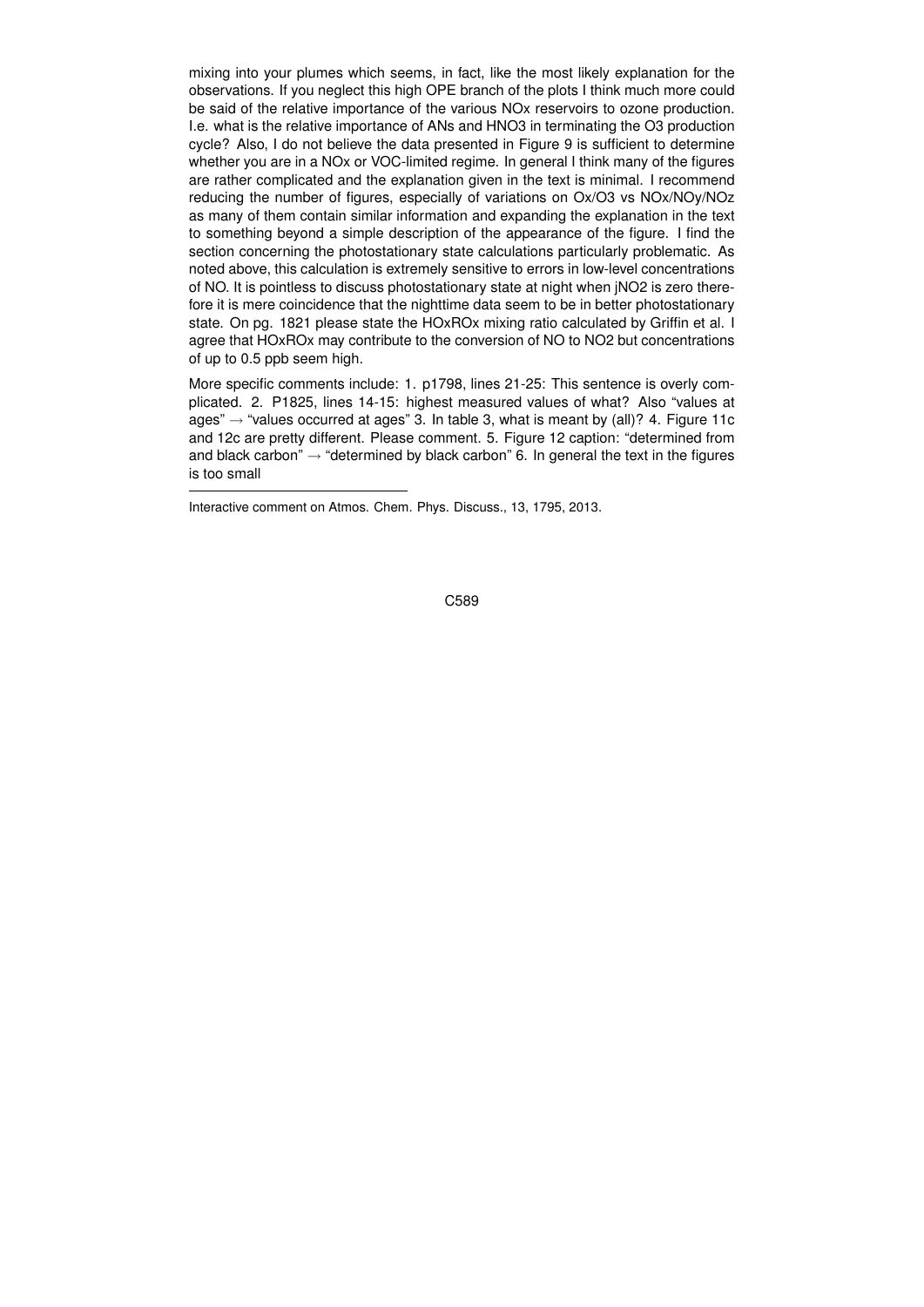mixing into your plumes which seems, in fact, like the most likely explanation for the observations. If you neglect this high OPE branch of the plots I think much more could be said of the relative importance of the various $NO_x$ reservoirs to ozone production. I.e. what is the relative importance of ANs and $HNO_3$ in terminating the $O_3$ production cycle? Also, I do not believe the data presented in Figure 9 is sufficient to determine whether you are in a $NO_x$ or VOC-limited regime. In general I think many of the figures are rather complicated and the explanation given in the text is minimal. I recommend reducing the number of figures, especially of variations on $O_x/O_3$ vs $NO_x/NO_y/NO_z$ as many of them contain similar information and expanding the explanation in the text to something beyond a simple description of the appearance of the figure. I find the section concerning the photostationary state calculations particularly problematic. As noted above, this calculation is extremely sensitive to errors in low-level concentrations of NO. It is pointless to discuss photostationary state at night when $jNO_2$ is zero therefore it is mere coincidence that the nighttime data seem to be in better photostationary state. On pg. 1821 please state the HOxROx mixing ratio calculated by Griffin et al. I agree that HOxROx may contribute to the conversion of NO to $NO_2$ but concentrations of up to 0.5 ppb seem high.

More specific comments include: 1. p1798, lines 21-25: This sentence is overly complicated. 2. P1825, lines 14-15: highest measured values of what? Also "values at ages" → "values occurred at ages" 3. In table 3, what is meant by (all)? 4. Figure 11c and 12c are pretty different. Please comment. 5. Figure 12 caption: "determined from and black carbon" → "determined by black carbon" 6. In general the text in the figures is too small

---

Interactive comment on Atmos. Chem. Phys. Discuss., 13, 1795, 2013.